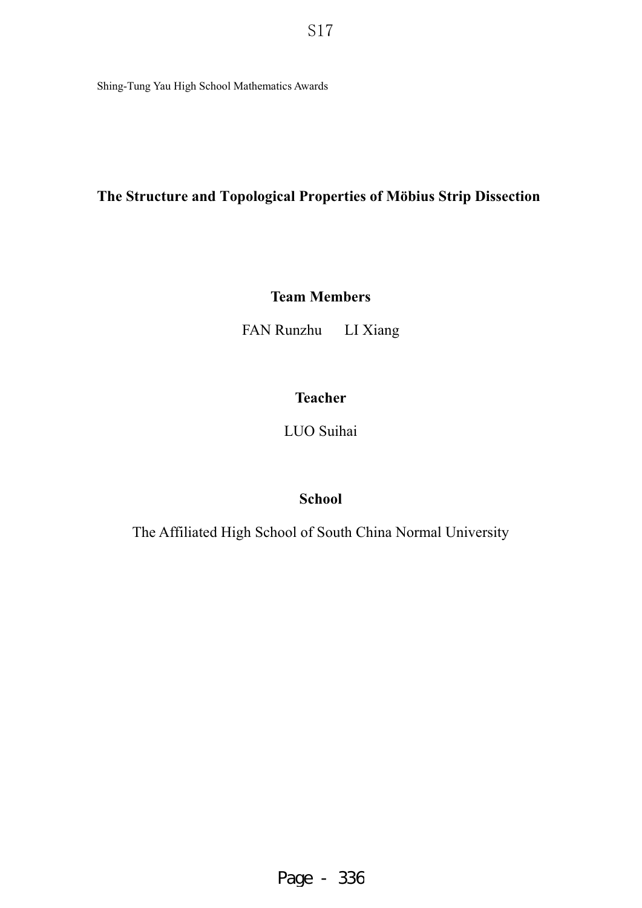S17

Shing-Tung Yau High School Mathematics Awards

# The Structure and Topological Properties of Möbius Strip Dissection

**Team Members**

FAN Runzhu LI Xiang

**Teacher**

LUO Suihai

**School**

The Affiliated High School of South China Normal University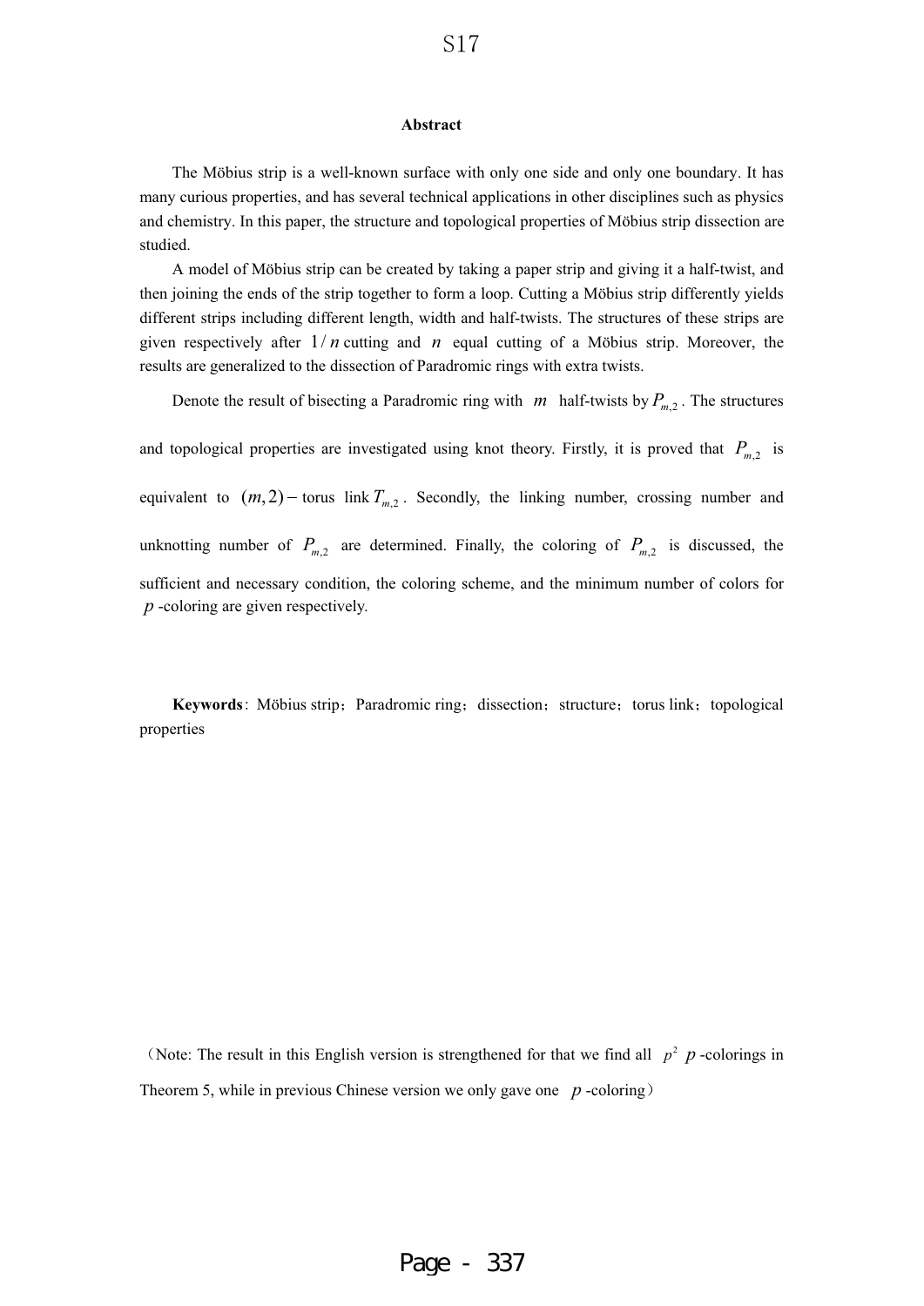## Abstract

The Möbius strip is a well-known surface with only one side and only one boundary. It has many curious properties, and has several technical applications in other disciplines such as physics and chemistry. In this paper, the structure and topological properties of Möbius strip dissection are studied.

A model of Möbius strip can be created by taking a paper strip and giving it a half-twist, and then joining the ends of the strip together to form a loop. Cutting a Möbius strip differently yields different strips including different length, width and half-twists. The structures of these strips are given respectively after $1/n$ cutting and $n$ equal cutting of a Möbius strip. Moreover, the results are generalized to the dissection of Paradromic rings with extra twists.

Denote the result of bisecting a Paradromic ring with $m$ half-twists by $P_{m,2}$. The structures and topological properties are investigated using knot theory. Firstly, it is proved that $P_{m,2}$ is equivalent to $(m,2)-$ torus link $T_{m,2}$. Secondly, the linking number, crossing number and unknotting number of $P_{m,2}$ are determined. Finally, the coloring of $P_{m,2}$ is discussed, the sufficient and necessary condition, the coloring scheme, and the minimum number of colors for $p$-coloring are given respectively.

**Keywords**: Möbius strip; Paradromic ring; dissection; structure; torus link; topological properties

(Note: The result in this English version is strengthened for that we find all $p^2$ $p$-colorings in Theorem 5, while in previous Chinese version we only gave one $p$-coloring)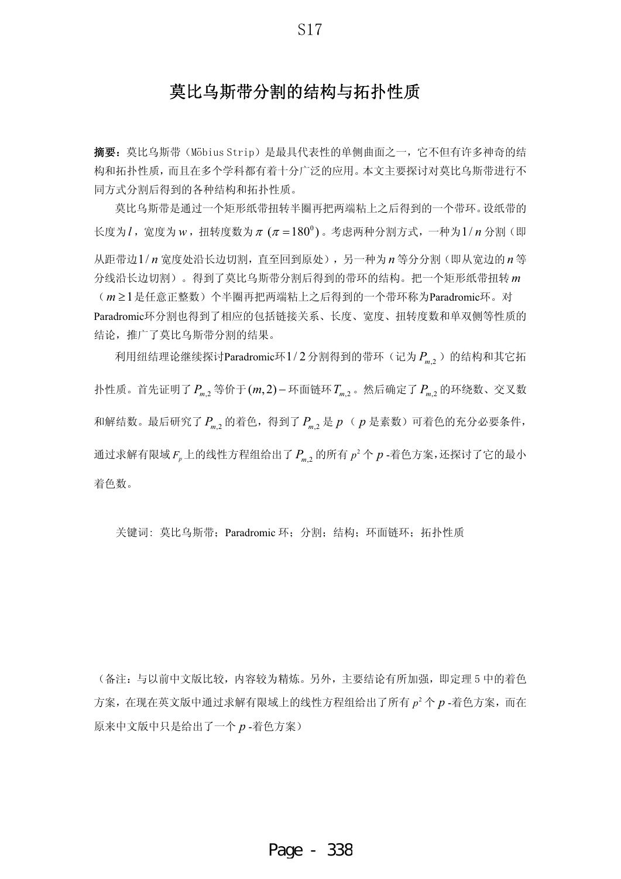S17

# 莫比乌斯带分割的结构与拓扑性质

**摘要：**莫比乌斯带（Möbius Strip）是最具代表性的单侧曲面之一，它不但有许多神奇的结构和拓扑性质，而且在多个学科都有着十分广泛的应用。本文主要探讨对莫比乌斯带进行不同方式分割后得到的各种结构和拓扑性质。

莫比乌斯带是通过一个矩形纸带扭转半圈再把两端粘上之后得到的一个带环。设纸带的长度为$l$，宽度为$w$，扭转度数为$\pi$ $(\pi = 180^0)$。考虑两种分割方式，一种为$1/n$分割（即从距带边$1/n$宽度处沿长边切割，直至回到原处），另一种为$n$等分分割（即从宽边的$n$等分线沿长边切割）。得到了莫比乌斯带分割后得到的带环的结构。把一个矩形纸带扭转$m$（$m \geq 1$是任意正整数）个半圈再把两端粘上之后得到的一个带环称为Paradromic环。对Paradromic环分割也得到了相应的包括链接关系、长度、宽度、扭转度数和单双侧等性质的结论，推广了莫比乌斯带分割的结果。

利用纽结理论继续探讨Paradromic环$1/2$分割得到的带环（记为$P_{m,2}$）的结构和其它拓扑性质。首先证明了$P_{m,2}$等价于$(m,2)-$环面链环$T_{m,2}$。然后确定了$P_{m,2}$的环绕数、交叉数和解结数。最后研究了$P_{m,2}$的着色，得到了$P_{m,2}$是$p$（$p$是素数）可着色的充分必要条件，通过求解有限域$F_p$上的线性方程组给出了$P_{m,2}$的所有$p^2$个$p$-着色方案，还探讨了它的最小着色数。

关键词：莫比乌斯带；Paradromic 环；分割；结构；环面链环；拓扑性质

（备注：与以前中文版比较，内容较为精炼。另外，主要结论有所加强，即定理 5 中的着色方案，在现在英文版中通过求解有限域上的线性方程组给出了所有$p^2$个$p$-着色方案，而在原来中文版中只是给出了一个$p$-着色方案）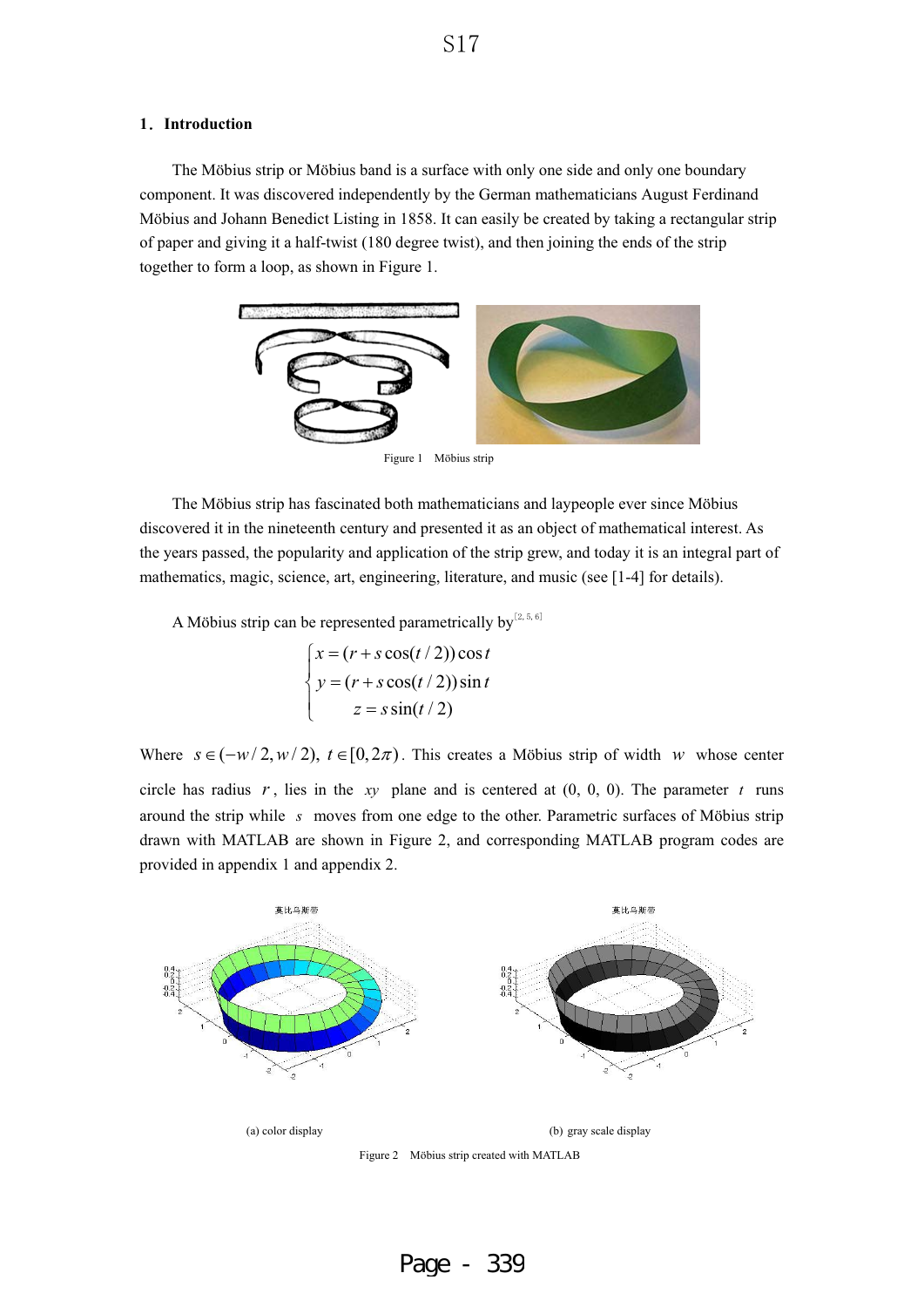## 1. Introduction

The Möbius strip or Möbius band is a surface with only one side and only one boundary component. It was discovered independently by the German mathematicians August Ferdinand Möbius and Johann Benedict Listing in 1858. It can easily be created by taking a rectangular strip of paper and giving it a half-twist (180 degree twist), and then joining the ends of the strip together to form a loop, as shown in Figure 1.

Figure 1 Möbius strip

The Möbius strip has fascinated both mathematicians and laypeople ever since Möbius discovered it in the nineteenth century and presented it as an object of mathematical interest. As the years passed, the popularity and application of the strip grew, and today it is an integral part of mathematics, magic, science, art, engineering, literature, and music (see [1-4] for details).

A Möbius strip can be represented parametrically by[2, 5, 6]

$$
\begin{cases}
x = (r + s\cos(t/2))\cos t \\
y = (r + s\cos(t/2))\sin t \\
z = s\sin(t/2)
\end{cases}
$$

Where $s \in (-w/2, w/2)$, $t \in [0, 2\pi)$. This creates a Möbius strip of width $w$ whose center circle has radius $r$, lies in the $xy$ plane and is centered at (0, 0, 0). The parameter $t$ runs around the strip while $s$ moves from one edge to the other. Parametric surfaces of Möbius strip drawn with MATLAB are shown in Figure 2, and corresponding MATLAB program codes are provided in appendix 1 and appendix 2.

(a) color display

(b) gray scale display

Figure 2 Möbius strip created with MATLAB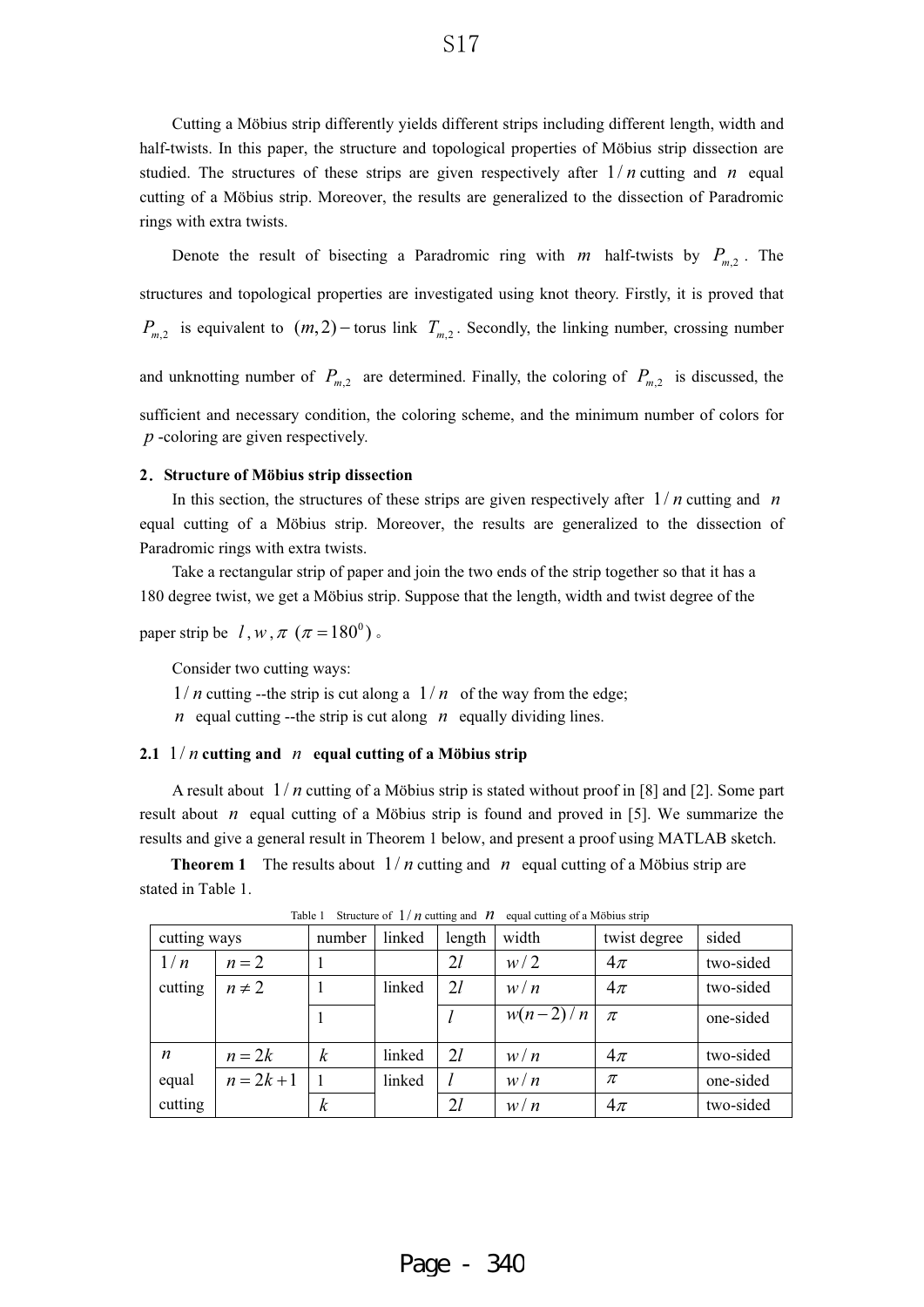Cutting a Möbius strip differently yields different strips including different length, width and half-twists. In this paper, the structure and topological properties of Möbius strip dissection are studied. The structures of these strips are given respectively after $1/n$ cutting and $n$ equal cutting of a Möbius strip. Moreover, the results are generalized to the dissection of Paradromic rings with extra twists.

Denote the result of bisecting a Paradromic ring with $m$ half-twists by $P_{m,2}$. The structures and topological properties are investigated using knot theory. Firstly, it is proved that $P_{m,2}$ is equivalent to $(m,2)-$torus link $T_{m,2}$. Secondly, the linking number, crossing number and unknotting number of $P_{m,2}$ are determined. Finally, the coloring of $P_{m,2}$ is discussed, the sufficient and necessary condition, the coloring scheme, and the minimum number of colors for $p$-coloring are given respectively.

## 2. Structure of Möbius strip dissection

In this section, the structures of these strips are given respectively after $1/n$ cutting and $n$ equal cutting of a Möbius strip. Moreover, the results are generalized to the dissection of Paradromic rings with extra twists.

Take a rectangular strip of paper and join the two ends of the strip together so that it has a 180 degree twist, we get a Möbius strip. Suppose that the length, width and twist degree of the paper strip be $l, w, \pi$ $(\pi = 180^0)$。

Consider two cutting ways:

$1/n$ cutting --the strip is cut along a $1/n$ of the way from the edge;

$n$ equal cutting --the strip is cut along $n$ equally dividing lines.

### 2.1 $1/n$ cutting and $n$ equal cutting of a Möbius strip

A result about $1/n$ cutting of a Möbius strip is stated without proof in [8] and [2]. Some part result about $n$ equal cutting of a Möbius strip is found and proved in [5]. We summarize the results and give a general result in Theorem 1 below, and present a proof using MATLAB sketch.

**Theorem 1** The results about $1/n$ cutting and $n$ equal cutting of a Möbius strip are stated in Table 1.

Table 1 Structure of $1/n$ cutting and $n$ equal cutting of a Möbius strip

| cutting ways | | number | linked | length | width | twist degree | sided |
|---|---|---|---|---|---|---|---|
| $1/n$ cutting | $n=2$ | 1 | | $2l$ | $w/2$ | $4\pi$ | two-sided |
| | $n \neq 2$ | 1 | linked | $2l$ | $w/n$ | $4\pi$ | two-sided |
| | | 1 | | $l$ | $w(n-2)/n$ | $\pi$ | one-sided |
| $n$ equal cutting | $n=2k$ | $k$ | linked | $2l$ | $w/n$ | $4\pi$ | two-sided |
| | $n=2k+1$ | 1 | linked | $l$ | $w/n$ | $\pi$ | one-sided |
| | | $k$ | | $2l$ | $w/n$ | $4\pi$ | two-sided |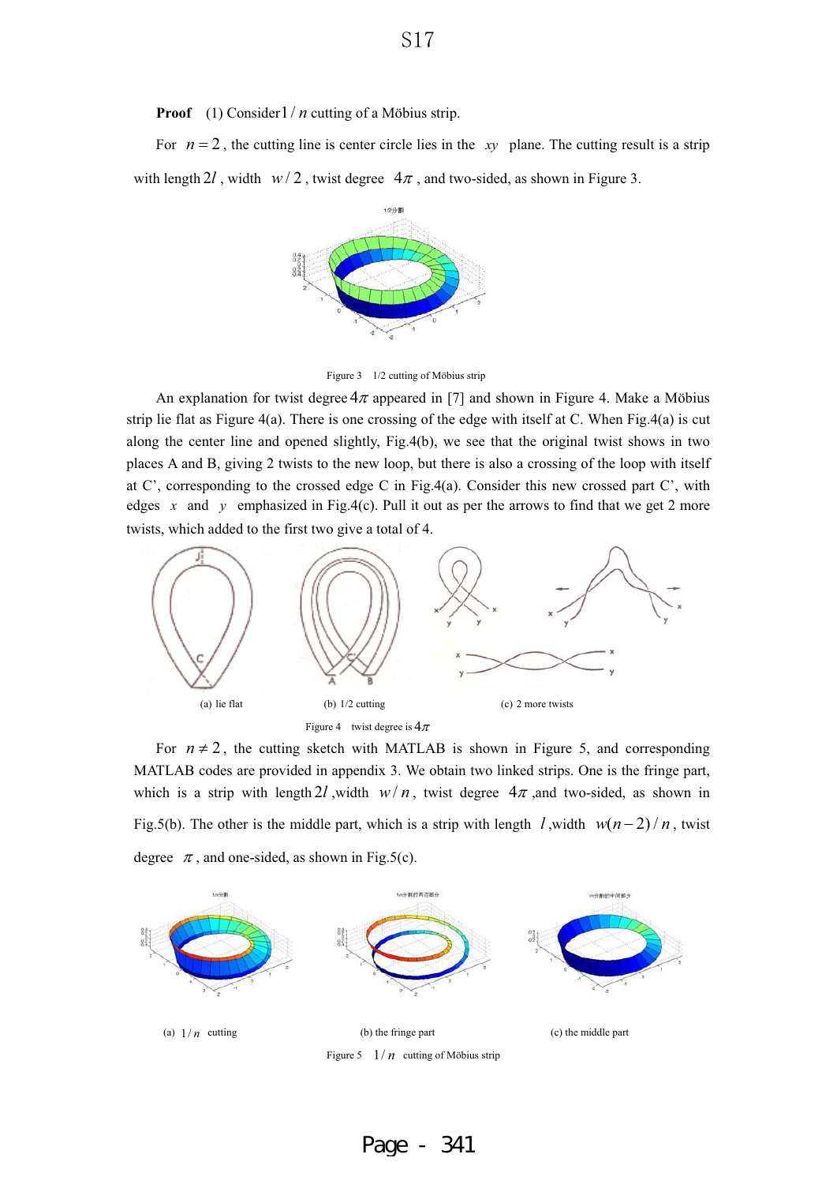**Proof** (1) Consider $1/n$ cutting of a Möbius strip.

For $n=2$, the cutting line is center circle lies in the $xy$ plane. The cutting result is a strip with length $2l$, width $w/2$, twist degree $4\pi$, and two-sided, as shown in Figure 3.

Figure 3 1/2 cutting of Möbius strip

An explanation for twist degree $4\pi$ appeared in [7] and shown in Figure 4. Make a Möbius strip lie flat as Figure 4(a). There is one crossing of the edge with itself at C. When Fig.4(a) is cut along the center line and opened slightly, Fig.4(b), we see that the original twist shows in two places A and B, giving 2 twists to the new loop, but there is also a crossing of the loop with itself at C', corresponding to the crossed edge C in Fig.4(a). Consider this new crossed part C', with edges $x$ and $y$ emphasized in Fig.4(c). Pull it out as per the arrows to find that we get 2 more twists, which added to the first two give a total of 4.

(a) lie flat (b) 1/2 cutting (c) 2 more twists

Figure 4 twist degree is $4\pi$

For $n \neq 2$, the cutting sketch with MATLAB is shown in Figure 5, and corresponding MATLAB codes are provided in appendix 3. We obtain two linked strips. One is the fringe part, which is a strip with length $2l$, width $w/n$, twist degree $4\pi$, and two-sided, as shown in Fig.5(b). The other is the middle part, which is a strip with length $l$, width $w(n-2)/n$, twist degree $\pi$, and one-sided, as shown in Fig.5(c).

(a) $1/n$ cutting (b) the fringe part (c) the middle part

Figure 5 $1/n$ cutting of Möbius strip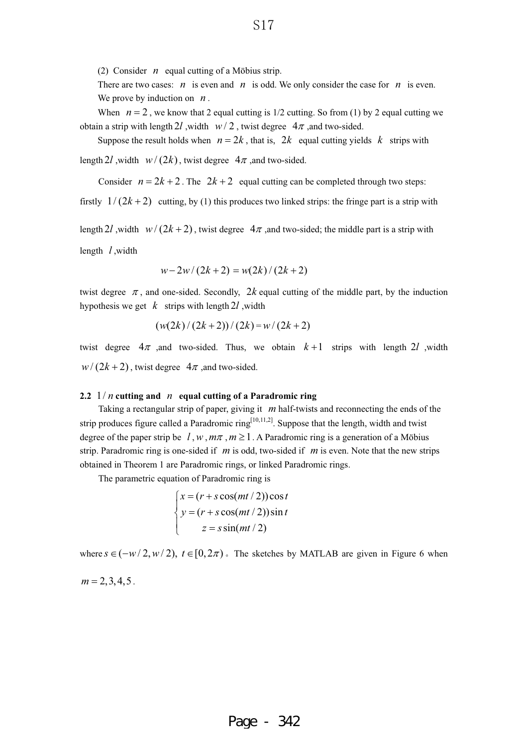(2) Consider $n$ equal cutting of a Möbius strip.

There are two cases: $n$ is even and $n$ is odd. We only consider the case for $n$ is even.

We prove by induction on $n$.

When $n=2$, we know that 2 equal cutting is 1/2 cutting. So from (1) by 2 equal cutting we obtain a strip with length $2l$, width $w/2$, twist degree $4\pi$, and two-sided.

Suppose the result holds when $n=2k$, that is, $2k$ equal cutting yields $k$ strips with length $2l$, width $w/(2k)$, twist degree $4\pi$, and two-sided.

Consider $n=2k+2$. The $2k+2$ equal cutting can be completed through two steps: firstly $1/(2k+2)$ cutting, by (1) this produces two linked strips: the fringe part is a strip with length $2l$, width $w/(2k+2)$, twist degree $4\pi$, and two-sided; the middle part is a strip with length $l$, width

$$w-2w/(2k+2)=w(2k)/(2k+2)$$

twist degree $\pi$, and one-sided. Secondly, $2k$ equal cutting of the middle part, by the induction hypothesis we get $k$ strips with length $2l$, width

$$(w(2k)/(2k+2))/(2k)=w/(2k+2)$$

twist degree $4\pi$, and two-sided. Thus, we obtain $k+1$ strips with length $2l$, width $w/(2k+2)$, twist degree $4\pi$, and two-sided.

### 2.2 $1/n$ cutting and $n$ equal cutting of a Paradromic ring

Taking a rectangular strip of paper, giving it $m$ half-twists and reconnecting the ends of the strip produces figure called a Paradromic ring[10,11,2]. Suppose that the length, width and twist degree of the paper strip be $l$, $w$, $m\pi$, $m \geq 1$. A Paradromic ring is a generation of a Möbius strip. Paradromic ring is one-sided if $m$ is odd, two-sided if $m$ is even. Note that the new strips obtained in Theorem 1 are Paradromic rings, or linked Paradromic rings.

The parametric equation of Paradromic ring is

$$\begin{cases} x=(r+s\cos(mt/2))\cos t \\ y=(r+s\cos(mt/2))\sin t \\ z=s\sin(mt/2) \end{cases}$$

where $s \in (-w/2, w/2),\ t \in [0, 2\pi)$. The sketches by MATLAB are given in Figure 6 when $m=2,3,4,5$.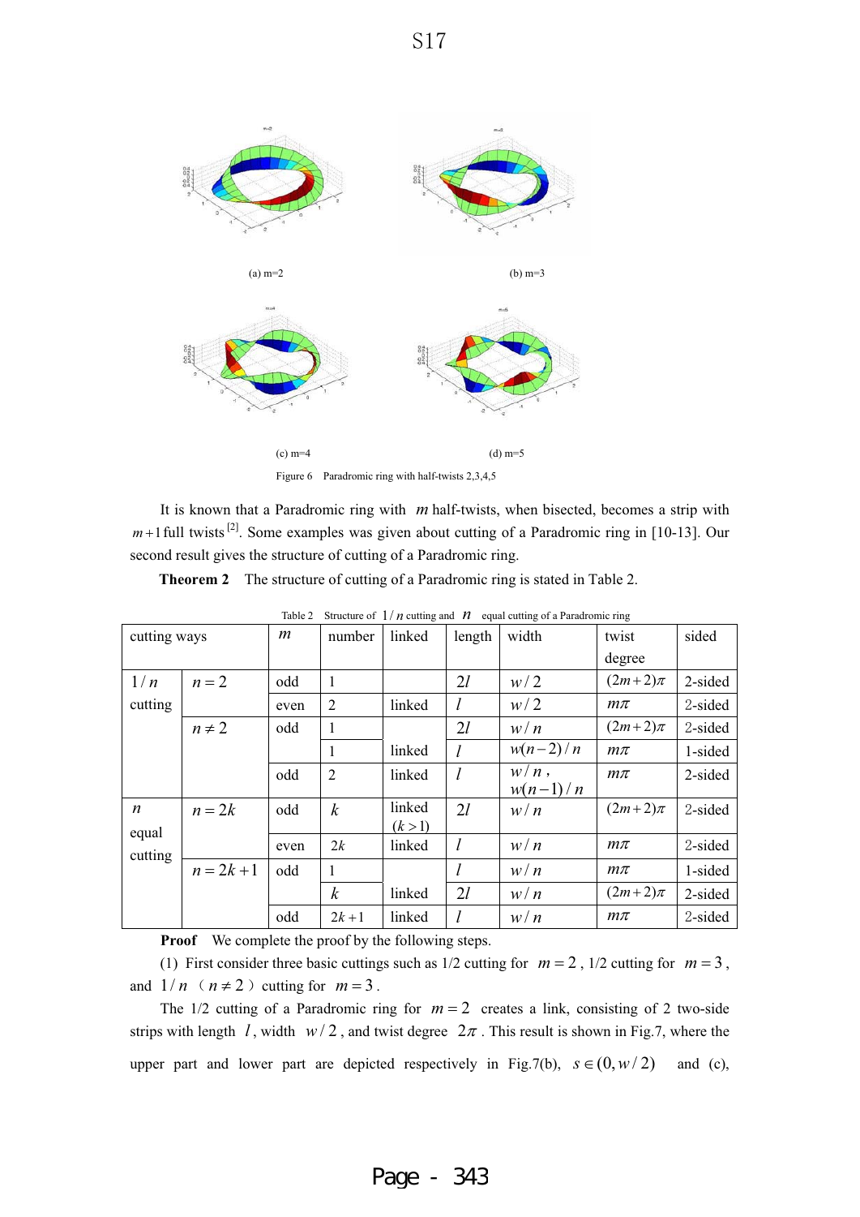(a) m=2

(b) m=3

(c) m=4

(d) m=5

Figure 6 Paradromic ring with half-twists 2,3,4,5

It is known that a Paradromic ring with $m$ half-twists, when bisected, becomes a strip with $m+1$ full twists [2]. Some examples was given about cutting of a Paradromic ring in [10-13]. Our second result gives the structure of cutting of a Paradromic ring.

**Theorem 2** The structure of cutting of a Paradromic ring is stated in Table 2.

Table 2 Structure of $1/n$ cutting and $n$ equal cutting of a Paradromic ring

| cutting ways | | $m$ | number | linked | length | width | twist degree | sided |
|---|---|---|---|---|---|---|---|---|
| $1/n$ cutting | $n=2$ | odd | 1 | | $2l$ | $w/2$ | $(2m+2)\pi$ | 2-sided |
| | | even | 2 | linked | $l$ | $w/2$ | $m\pi$ | 2-sided |
| | $n \neq 2$ | odd | 1 | | $2l$ | $w/n$ | $(2m+2)\pi$ | 2-sided |
| | | | 1 | linked | $l$ | $w(n-2)/n$ | $m\pi$ | 1-sided |
| | | odd | 2 | linked | $l$ | $w/n$, $w(n-1)/n$ | $m\pi$ | 2-sided |
| $n$ equal cutting | $n=2k$ | odd | $k$ | linked $(k>1)$ | $2l$ | $w/n$ | $(2m+2)\pi$ | 2-sided |
| | | even | $2k$ | linked | $l$ | $w/n$ | $m\pi$ | 2-sided |
| | $n=2k+1$ | odd | 1 | | $l$ | $w/n$ | $m\pi$ | 1-sided |
| | | | $k$ | linked | $2l$ | $w/n$ | $(2m+2)\pi$ | 2-sided |
| | | odd | $2k+1$ | linked | $l$ | $w/n$ | $m\pi$ | 2-sided |

**Proof** We complete the proof by the following steps.

(1) First consider three basic cuttings such as 1/2 cutting for $m=2$, 1/2 cutting for $m=3$, and $1/n$（$n \neq 2$）cutting for $m=3$.

The 1/2 cutting of a Paradromic ring for $m=2$ creates a link, consisting of 2 two-side strips with length $l$, width $w/2$, and twist degree $2\pi$. This result is shown in Fig.7, where the upper part and lower part are depicted respectively in Fig.7(b), $s \in (0, w/2)$ and (c),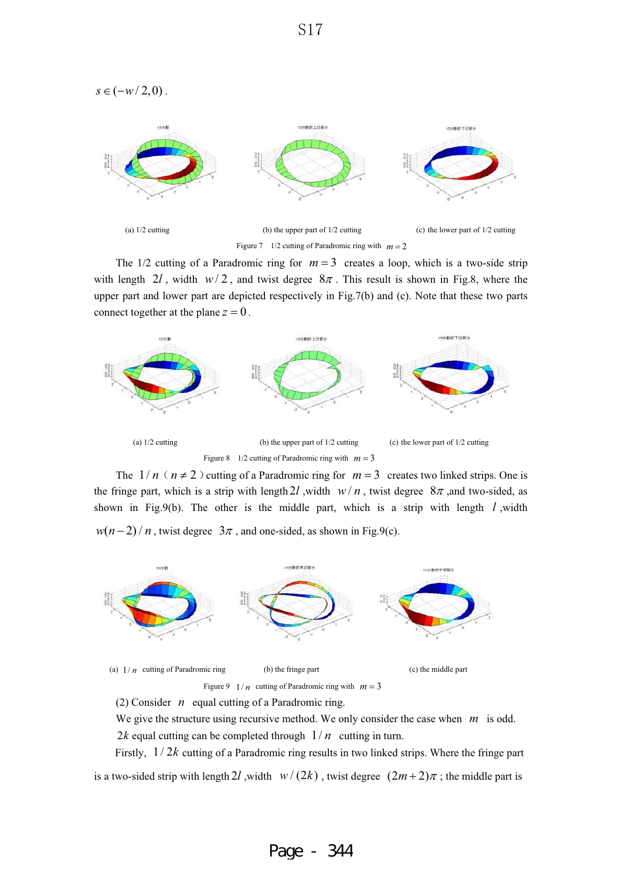$s \in (-w/2, 0)$.

(a) 1/2 cutting　　(b) the upper part of 1/2 cutting　　(c) the lower part of 1/2 cutting

Figure 7　1/2 cutting of Paradromic ring with $m = 2$

The 1/2 cutting of a Paradromic ring for $m = 3$ creates a loop, which is a two-side strip with length $2l$, width $w/2$, and twist degree $8\pi$. This result is shown in Fig.8, where the upper part and lower part are depicted respectively in Fig.7(b) and (c). Note that these two parts connect together at the plane $z = 0$.

(a) 1/2 cutting　　(b) the upper part of 1/2 cutting　　(c) the lower part of 1/2 cutting

Figure 8　1/2 cutting of Paradromic ring with $m = 3$

The $1/n$ ( $n \neq 2$ ) cutting of a Paradromic ring for $m = 3$ creates two linked strips. One is the fringe part, which is a strip with length $2l$ ,width $w/n$, twist degree $8\pi$ ,and two-sided, as shown in Fig.9(b). The other is the middle part, which is a strip with length $l$ ,width $w(n-2)/n$, twist degree $3\pi$, and one-sided, as shown in Fig.9(c).

(a) $1/n$ cutting of Paradromic ring　　(b) the fringe part　　(c) the middle part

Figure 9　$1/n$ cutting of Paradromic ring with $m = 3$

(2) Consider $n$ equal cutting of a Paradromic ring.

We give the structure using recursive method. We only consider the case when $m$ is odd.

$2k$ equal cutting can be completed through $1/n$ cutting in turn.

Firstly, $1/2k$ cutting of a Paradromic ring results in two linked strips. Where the fringe part is a two-sided strip with length $2l$ ,width $w/(2k)$, twist degree $(2m+2)\pi$; the middle part is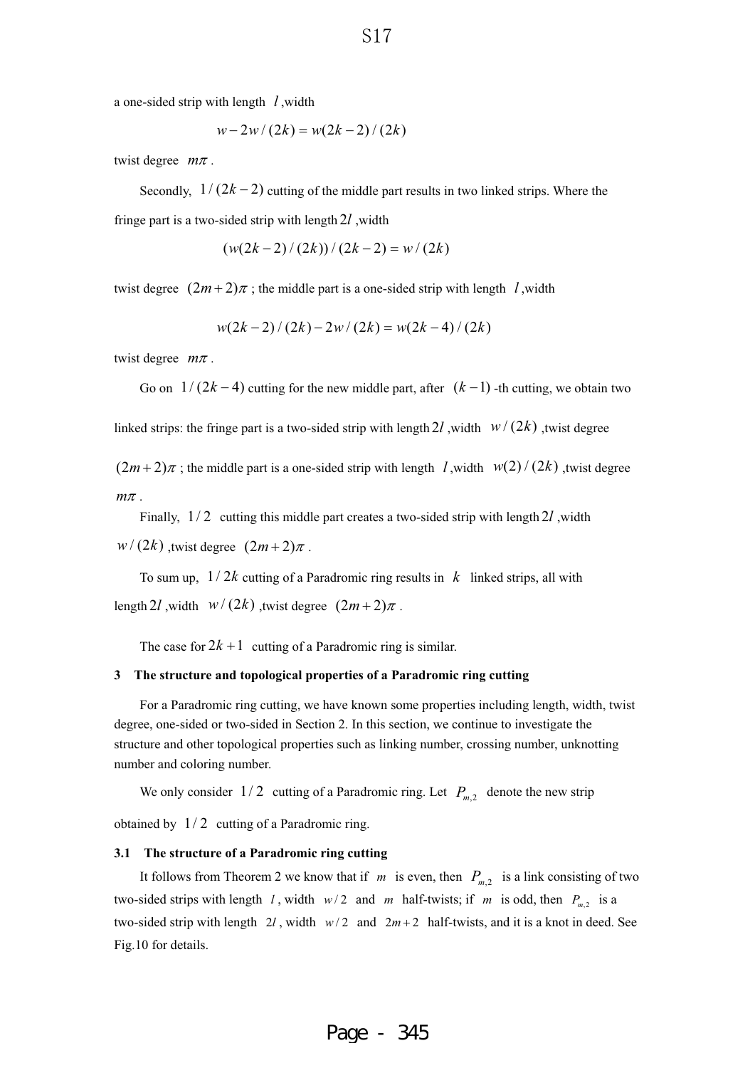a one-sided strip with length $l$ ,width

$$w - 2w/(2k) = w(2k-2)/(2k)$$

twist degree $m\pi$ .

Secondly, $1/(2k-2)$ cutting of the middle part results in two linked strips. Where the fringe part is a two-sided strip with length $2l$ ,width

$$(w(2k-2)/(2k))/(2k-2) = w/(2k)$$

twist degree $(2m+2)\pi$ ; the middle part is a one-sided strip with length $l$ ,width

$$w(2k-2)/(2k) - 2w/(2k) = w(2k-4)/(2k)$$

twist degree $m\pi$ .

Go on $1/(2k-4)$ cutting for the new middle part, after $(k-1)$ -th cutting, we obtain two linked strips: the fringe part is a two-sided strip with length $2l$ ,width $w/(2k)$ ,twist degree $(2m+2)\pi$ ; the middle part is a one-sided strip with length $l$ ,width $w(2)/(2k)$ ,twist degree $m\pi$ .

Finally, $1/2$ cutting this middle part creates a two-sided strip with length $2l$ ,width $w/(2k)$ ,twist degree $(2m+2)\pi$ .

To sum up, $1/2k$ cutting of a Paradromic ring results in $k$ linked strips, all with length $2l$ ,width $w/(2k)$ ,twist degree $(2m+2)\pi$ .

The case for $2k+1$ cutting of a Paradromic ring is similar.

## 3 The structure and topological properties of a Paradromic ring cutting

For a Paradromic ring cutting, we have known some properties including length, width, twist degree, one-sided or two-sided in Section 2. In this section, we continue to investigate the structure and other topological properties such as linking number, crossing number, unknotting number and coloring number.

We only consider $1/2$ cutting of a Paradromic ring. Let $P_{m,2}$ denote the new strip obtained by $1/2$ cutting of a Paradromic ring.

### 3.1 The structure of a Paradromic ring cutting

It follows from Theorem 2 we know that if $m$ is even, then $P_{m,2}$ is a link consisting of two two-sided strips with length $l$ , width $w/2$ and $m$ half-twists; if $m$ is odd, then $P_{m,2}$ is a two-sided strip with length $2l$ , width $w/2$ and $2m+2$ half-twists, and it is a knot in deed. See Fig.10 for details.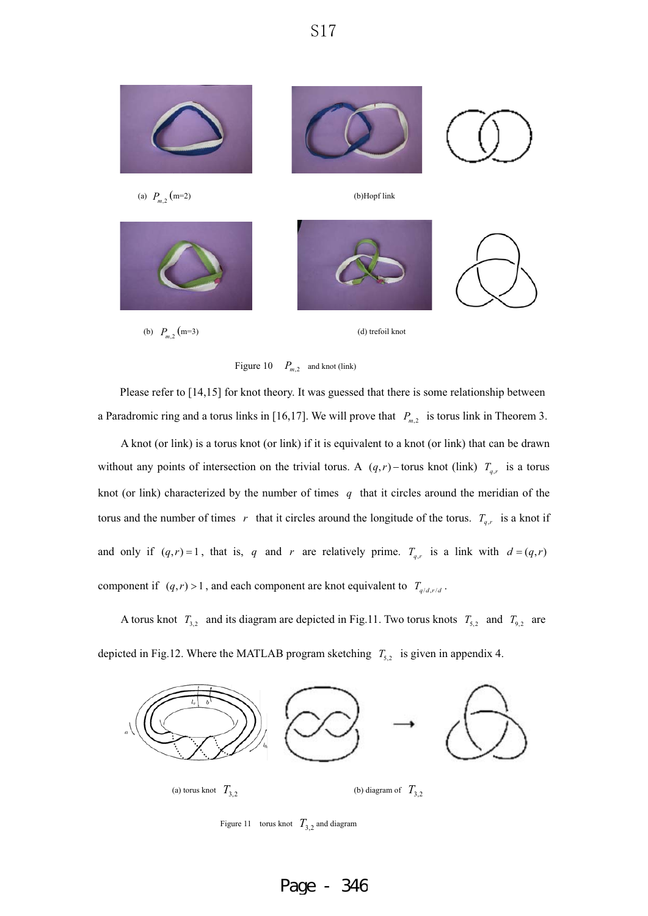(a) $P_{m,2}$ (m=2)

(b)Hopf link

(b) $P_{m,2}$ (m=3)

(d) trefoil knot

Figure 10 $P_{m,2}$ and knot (link)

Please refer to [14,15] for knot theory. It was guessed that there is some relationship between a Paradromic ring and a torus links in [16,17]. We will prove that $P_{m,2}$ is torus link in Theorem 3.

A knot (or link) is a torus knot (or link) if it is equivalent to a knot (or link) that can be drawn without any points of intersection on the trivial torus. A $(q,r)$ − torus knot (link) $T_{q,r}$ is a torus knot (or link) characterized by the number of times $q$ that it circles around the meridian of the torus and the number of times $r$ that it circles around the longitude of the torus. $T_{q,r}$ is a knot if and only if $(q,r)=1$, that is, $q$ and $r$ are relatively prime. $T_{q,r}$ is a link with $d=(q,r)$ component if $(q,r)>1$, and each component are knot equivalent to $T_{q/d,r/d}$.

A torus knot $T_{3,2}$ and its diagram are depicted in Fig.11. Two torus knots $T_{5,2}$ and $T_{9,2}$ are depicted in Fig.12. Where the MATLAB program sketching $T_{5,2}$ is given in appendix 4.

(a) torus knot $T_{3,2}$

(b) diagram of $T_{3,2}$

Figure 11 torus knot $T_{3,2}$ and diagram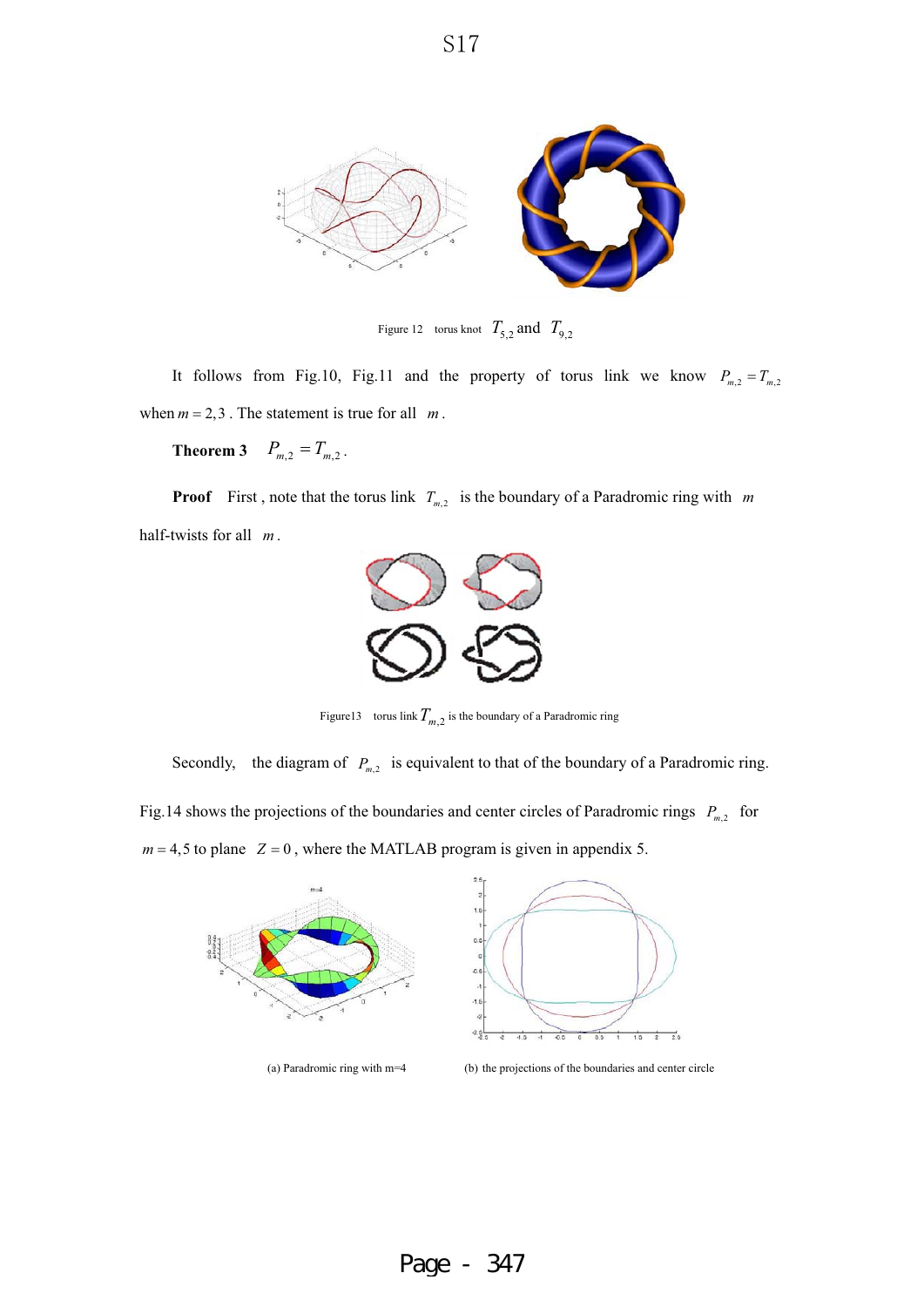Figure 12 torus knot $T_{5,2}$ and $T_{9,2}$

It follows from Fig.10, Fig.11 and the property of torus link we know $P_{m,2} = T_{m,2}$ when $m = 2,3$. The statement is true for all $m$.

**Theorem 3** $P_{m,2} = T_{m,2}$.

**Proof** First , note that the torus link $T_{m,2}$ is the boundary of a Paradromic ring with $m$ half-twists for all $m$.

Figure13 torus link $T_{m,2}$ is the boundary of a Paradromic ring

Secondly, the diagram of $P_{m,2}$ is equivalent to that of the boundary of a Paradromic ring. Fig.14 shows the projections of the boundaries and center circles of Paradromic rings $P_{m,2}$ for $m = 4,5$ to plane $Z = 0$, where the MATLAB program is given in appendix 5.

(a) Paradromic ring with m=4 (b) the projections of the boundaries and center circle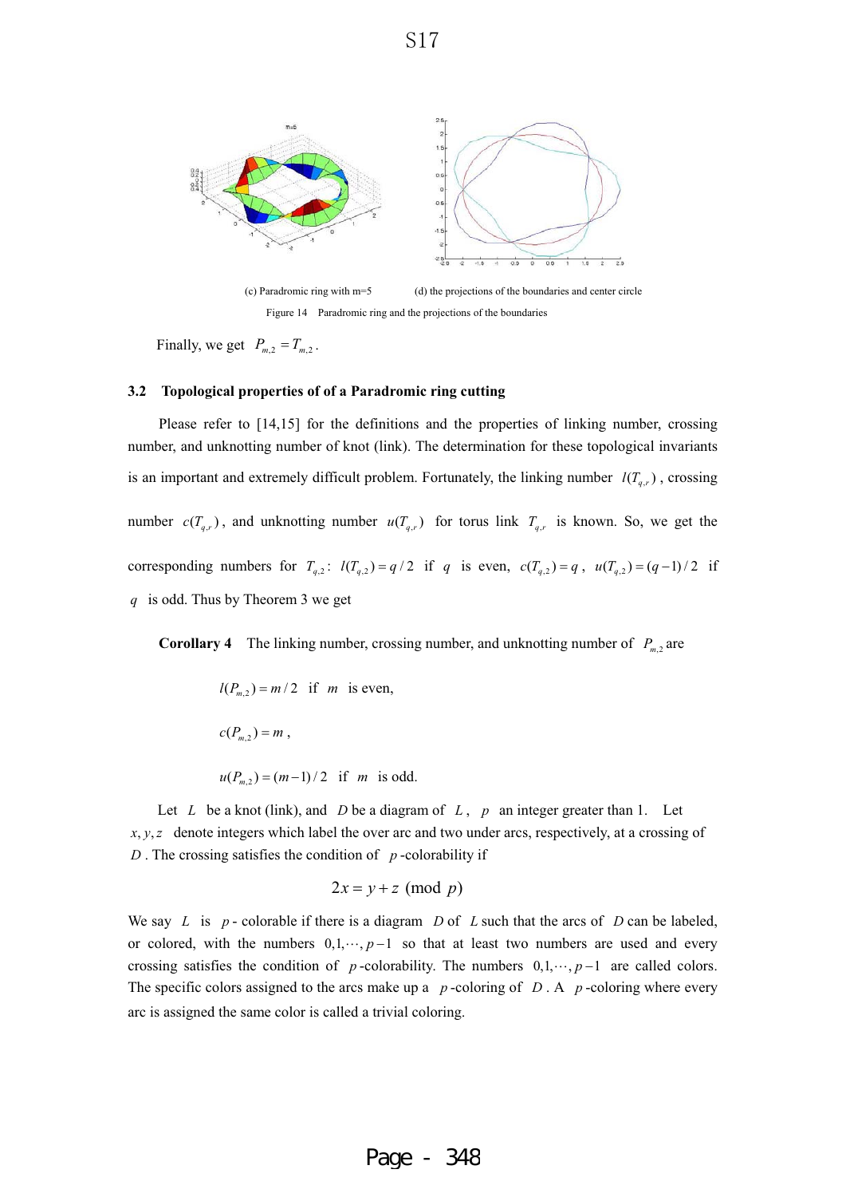(c) Paradromic ring with m=5 (d) the projections of the boundaries and center circle

Figure 14 Paradromic ring and the projections of the boundaries

Finally, we get $P_{m,2} = T_{m,2}$.

### 3.2 Topological properties of of a Paradromic ring cutting

Please refer to [14,15] for the definitions and the properties of linking number, crossing number, and unknotting number of knot (link). The determination for these topological invariants is an important and extremely difficult problem. Fortunately, the linking number $l(T_{q,r})$, crossing number $c(T_{q,r})$, and unknotting number $u(T_{q,r})$ for torus link $T_{q,r}$ is known. So, we get the corresponding numbers for $T_{q,2}$: $l(T_{q,2}) = q/2$ if $q$ is even, $c(T_{q,2}) = q$, $u(T_{q,2}) = (q-1)/2$ if $q$ is odd. Thus by Theorem 3 we get

**Corollary 4** The linking number, crossing number, and unknotting number of $P_{m,2}$ are

$l(P_{m,2}) = m/2$ if $m$ is even,

$c(P_{m,2}) = m$,

$u(P_{m,2}) = (m-1)/2$ if $m$ is odd.

Let $L$ be a knot (link), and $D$ be a diagram of $L$, $p$ an integer greater than 1. Let $x, y, z$ denote integers which label the over arc and two under arcs, respectively, at a crossing of $D$. The crossing satisfies the condition of $p$-colorability if

$$2x = y + z \pmod{p}$$

We say $L$ is $p$-colorable if there is a diagram $D$ of $L$ such that the arcs of $D$ can be labeled, or colored, with the numbers $0,1,\cdots,p-1$ so that at least two numbers are used and every crossing satisfies the condition of $p$-colorability. The numbers $0,1,\cdots,p-1$ are called colors. The specific colors assigned to the arcs make up a $p$-coloring of $D$. A $p$-coloring where every arc is assigned the same color is called a trivial coloring.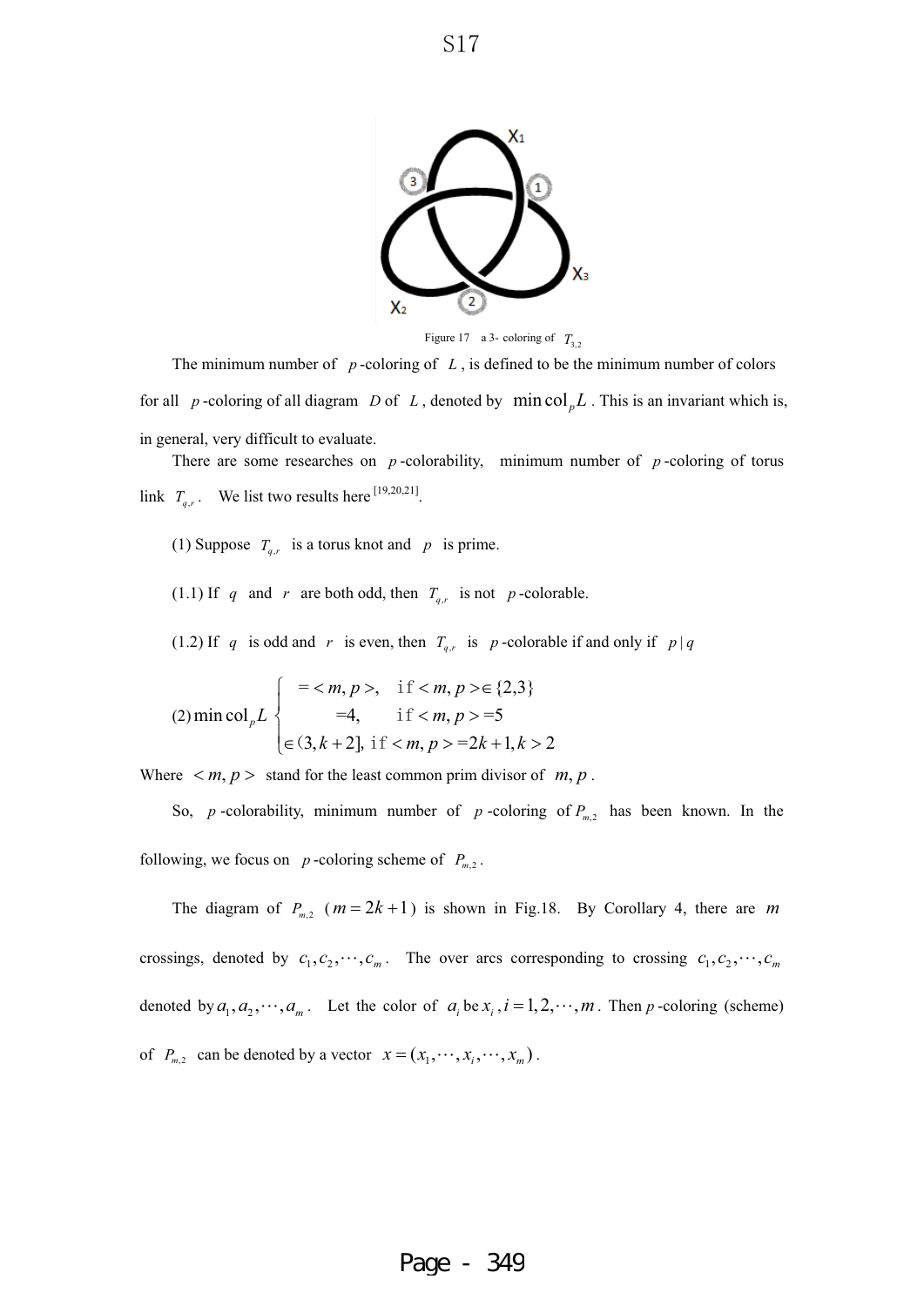Figure 17 a 3- coloring of $T_{3,2}$

The minimum number of $p$-coloring of $L$, is defined to be the minimum number of colors for all $p$-coloring of all diagram $D$ of $L$, denoted by $\min \mathrm{col}_p L$. This is an invariant which is, in general, very difficult to evaluate.

There are some researches on $p$-colorability, minimum number of $p$-coloring of torus link $T_{q,r}$. We list two results here [19,20,21].

(1) Suppose $T_{q,r}$ is a torus knot and $p$ is prime.

(1.1) If $q$ and $r$ are both odd, then $T_{q,r}$ is not $p$-colorable.

(1.2) If $q$ is odd and $r$ is even, then $T_{q,r}$ is $p$-colorable if and only if $p \mid q$

$$(2) \min \mathrm{col}_p L \begin{cases} = <m,p>, & \text{if } <m,p> \in \{2,3\} \\ =4, & \text{if } <m,p> = 5 \\ \in (3, k+2], & \text{if } <m,p> = 2k+1, k>2 \end{cases}$$

Where $<m,p>$ stand for the least common prim divisor of $m,p$.

So, $p$-colorability, minimum number of $p$-coloring of $P_{m,2}$ has been known. In the following, we focus on $p$-coloring scheme of $P_{m,2}$.

The diagram of $P_{m,2}$ ($m = 2k+1$) is shown in Fig.18. By Corollary 4, there are $m$ crossings, denoted by $c_1, c_2, \cdots, c_m$. The over arcs corresponding to crossing $c_1, c_2, \cdots, c_m$ denoted by $a_1, a_2, \cdots, a_m$. Let the color of $a_i$ be $x_i$, $i = 1, 2, \cdots, m$. Then $p$-coloring (scheme) of $P_{m,2}$ can be denoted by a vector $x = (x_1, \cdots, x_i, \cdots, x_m)$.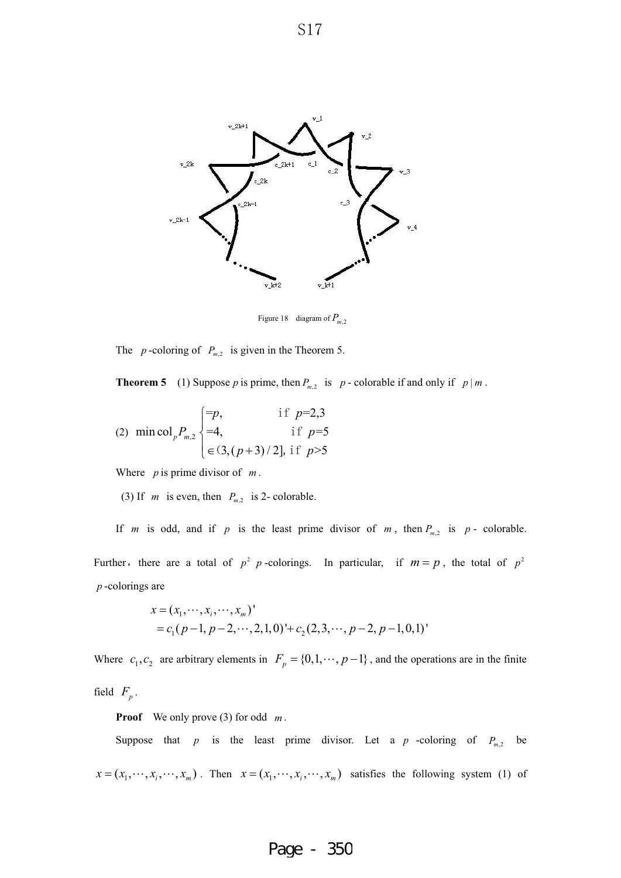Figure 18 diagram of $P_{m,2}$

The $p$-coloring of $P_{m,2}$ is given in the Theorem 5.

**Theorem 5** (1) Suppose $p$ is prime, then $P_{m,2}$ is $p$- colorable if and only if $p \mid m$.

(2) $$\min \operatorname{col}_p P_{m,2} \begin{cases} =p, & \text{if } p=2,3 \\ =4, & \text{if } p=5 \\ \in (3,(p+3)/2], & \text{if } p>5 \end{cases}$$

Where $p$ is prime divisor of $m$.

(3) If $m$ is even, then $P_{m,2}$ is 2- colorable.

If $m$ is odd, and if $p$ is the least prime divisor of $m$, then $P_{m,2}$ is $p$- colorable. Further, there are a total of $p^2$ $p$-colorings. In particular, if $m = p$, the total of $p^2$ $p$-colorings are

$$\begin{aligned} x &= (x_1, \cdots, x_i, \cdots, x_m)' \\ &= c_1(p-1, p-2, \cdots, 2, 1, 0)' + c_2(2, 3, \cdots, p-2, p-1, 0, 1)' \end{aligned}$$

Where $c_1, c_2$ are arbitrary elements in $F_p = \{0, 1, \cdots, p-1\}$, and the operations are in the finite field $F_p$.

**Proof** We only prove (3) for odd $m$.

Suppose that $p$ is the least prime divisor. Let a $p$-coloring of $P_{m,2}$ be $x = (x_1, \cdots, x_i, \cdots, x_m)$. Then $x = (x_1, \cdots, x_i, \cdots, x_m)$ satisfies the following system (1) of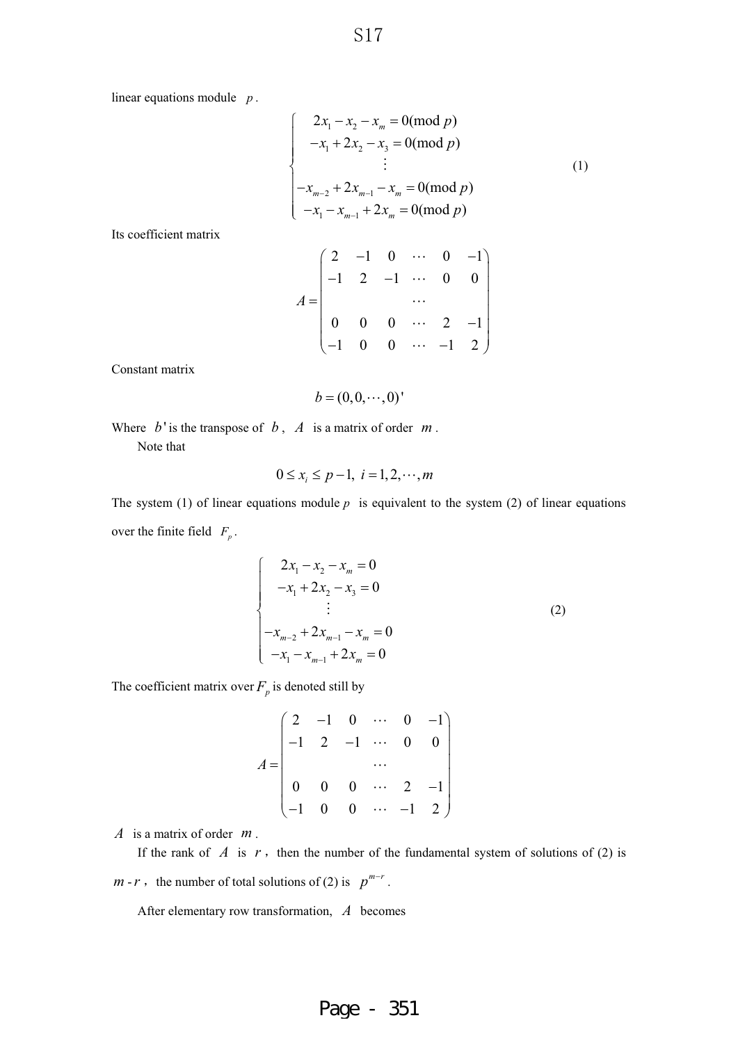linear equations module $p$.

$$\begin{cases} 2x_1 - x_2 - x_m = 0(\text{mod } p) \\ -x_1 + 2x_2 - x_3 = 0(\text{mod } p) \\ \vdots \\ -x_{m-2} + 2x_{m-1} - x_m = 0(\text{mod } p) \\ -x_1 - x_{m-1} + 2x_m = 0(\text{mod } p) \end{cases} \tag{1}$$

Its coefficient matrix

$$A = \begin{pmatrix} 2 & -1 & 0 & \cdots & 0 & -1 \\ -1 & 2 & -1 & \cdots & 0 & 0 \\ & & & \cdots & & \\ 0 & 0 & 0 & \cdots & 2 & -1 \\ -1 & 0 & 0 & \cdots & -1 & 2 \end{pmatrix}$$

Constant matrix

$$b = (0, 0, \cdots, 0)'$$

Where $b'$ is the transpose of $b$, $A$ is a matrix of order $m$.

Note that

$$0 \le x_i \le p-1, \ i = 1, 2, \cdots, m$$

The system (1) of linear equations module $p$ is equivalent to the system (2) of linear equations over the finite field $F_p$.

$$\begin{cases} 2x_1 - x_2 - x_m = 0 \\ -x_1 + 2x_2 - x_3 = 0 \\ \vdots \\ -x_{m-2} + 2x_{m-1} - x_m = 0 \\ -x_1 - x_{m-1} + 2x_m = 0 \end{cases} \tag{2}$$

The coefficient matrix over $F_p$ is denoted still by

$$A = \begin{pmatrix} 2 & -1 & 0 & \cdots & 0 & -1 \\ -1 & 2 & -1 & \cdots & 0 & 0 \\ & & & \cdots & & \\ 0 & 0 & 0 & \cdots & 2 & -1 \\ -1 & 0 & 0 & \cdots & -1 & 2 \end{pmatrix}$$

$A$ is a matrix of order $m$.

If the rank of $A$ is $r$, then the number of the fundamental system of solutions of (2) is $m$ - $r$, the number of total solutions of (2) is $p^{m-r}$.

After elementary row transformation, $A$ becomes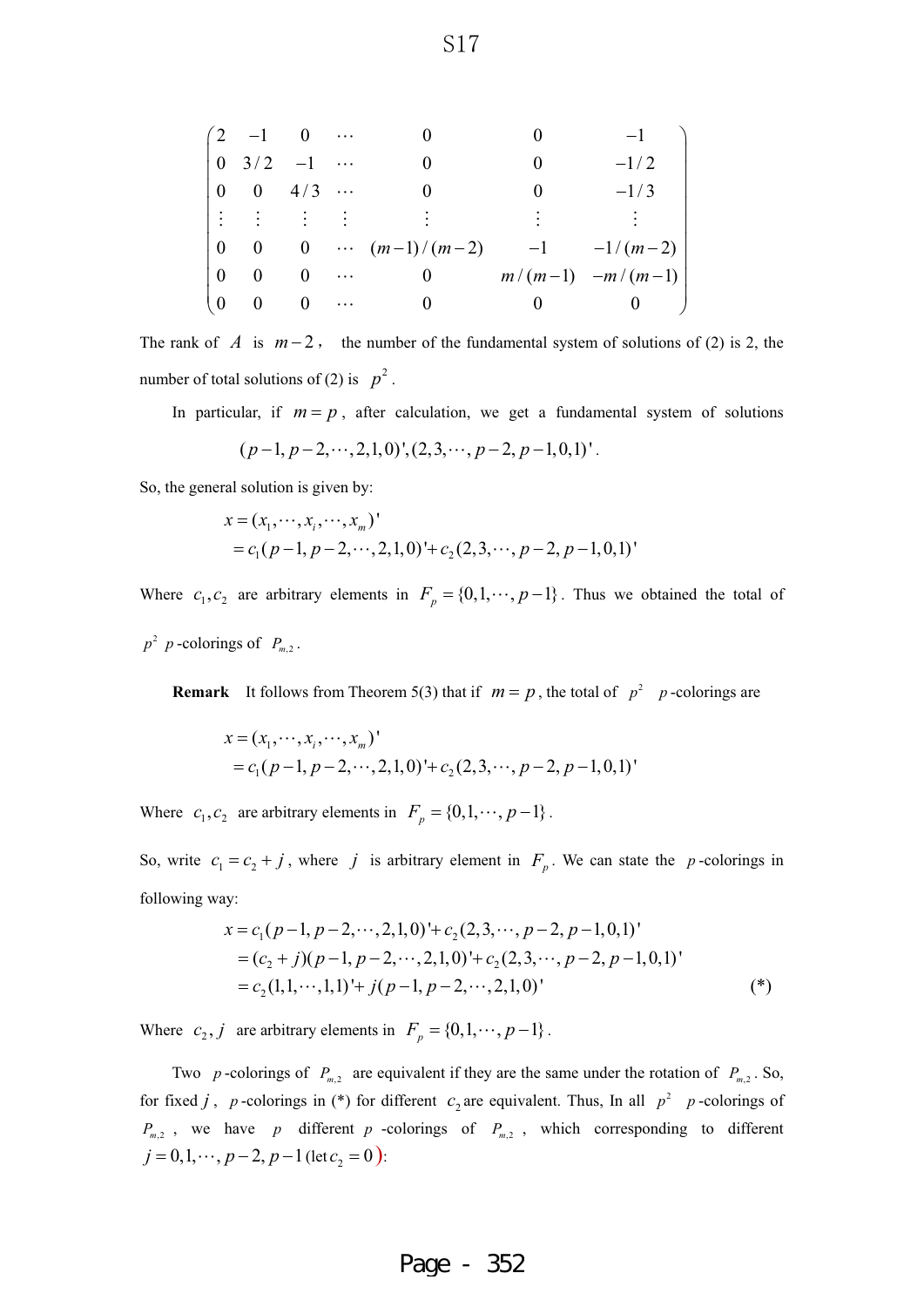$$
\begin{pmatrix}
2 & -1 & 0 & \cdots & 0 & 0 & -1 \\
0 & 3/2 & -1 & \cdots & 0 & 0 & -1/2 \\
0 & 0 & 4/3 & \cdots & 0 & 0 & -1/3 \\
\vdots & \vdots & \vdots & \vdots & \vdots & \vdots & \vdots \\
0 & 0 & 0 & \cdots & (m-1)/(m-2) & -1 & -1/(m-2) \\
0 & 0 & 0 & \cdots & 0 & m/(m-1) & -m/(m-1) \\
0 & 0 & 0 & \cdots & 0 & 0 & 0
\end{pmatrix}
$$

The rank of $A$ is $m-2$, the number of the fundamental system of solutions of (2) is 2, the number of total solutions of (2) is $p^2$.

In particular, if $m = p$, after calculation, we get a fundamental system of solutions

$$(p-1, p-2, \cdots, 2, 1, 0)', (2, 3, \cdots, p-2, p-1, 0, 1)'.$$

So, the general solution is given by:

$$
\begin{aligned}
x &= (x_1, \cdots, x_i, \cdots, x_m)' \\
&= c_1(p-1, p-2, \cdots, 2, 1, 0)' + c_2(2, 3, \cdots, p-2, p-1, 0, 1)'
\end{aligned}
$$

Where $c_1, c_2$ are arbitrary elements in $F_p = \{0, 1, \cdots, p-1\}$. Thus we obtained the total of $p^2$ $p$-colorings of $P_{m,2}$.

**Remark** It follows from Theorem 5(3) that if $m = p$, the total of $p^2$ $p$-colorings are

$$
\begin{aligned}
x &= (x_1, \cdots, x_i, \cdots, x_m)' \\
&= c_1(p-1, p-2, \cdots, 2, 1, 0)' + c_2(2, 3, \cdots, p-2, p-1, 0, 1)'
\end{aligned}
$$

Where $c_1, c_2$ are arbitrary elements in $F_p = \{0, 1, \cdots, p-1\}$.

So, write $c_1 = c_2 + j$, where $j$ is arbitrary element in $F_p$. We can state the $p$-colorings in following way:

$$
\begin{aligned}
x &= c_1(p-1, p-2, \cdots, 2, 1, 0)' + c_2(2, 3, \cdots, p-2, p-1, 0, 1)' \\
&= (c_2 + j)(p-1, p-2, \cdots, 2, 1, 0)' + c_2(2, 3, \cdots, p-2, p-1, 0, 1)' \\
&= c_2(1, 1, \cdots, 1, 1)' + j(p-1, p-2, \cdots, 2, 1, 0)' \qquad (*)
\end{aligned}
$$

Where $c_2, j$ are arbitrary elements in $F_p = \{0, 1, \cdots, p-1\}$.

Two $p$-colorings of $P_{m,2}$ are equivalent if they are the same under the rotation of $P_{m,2}$. So, for fixed $j$, $p$-colorings in (*) for different $c_2$ are equivalent. Thus, In all $p^2$ $p$-colorings of $P_{m,2}$, we have $p$ different $p$-colorings of $P_{m,2}$, which corresponding to different $j = 0, 1, \cdots, p-2, p-1$ (let $c_2 = 0$):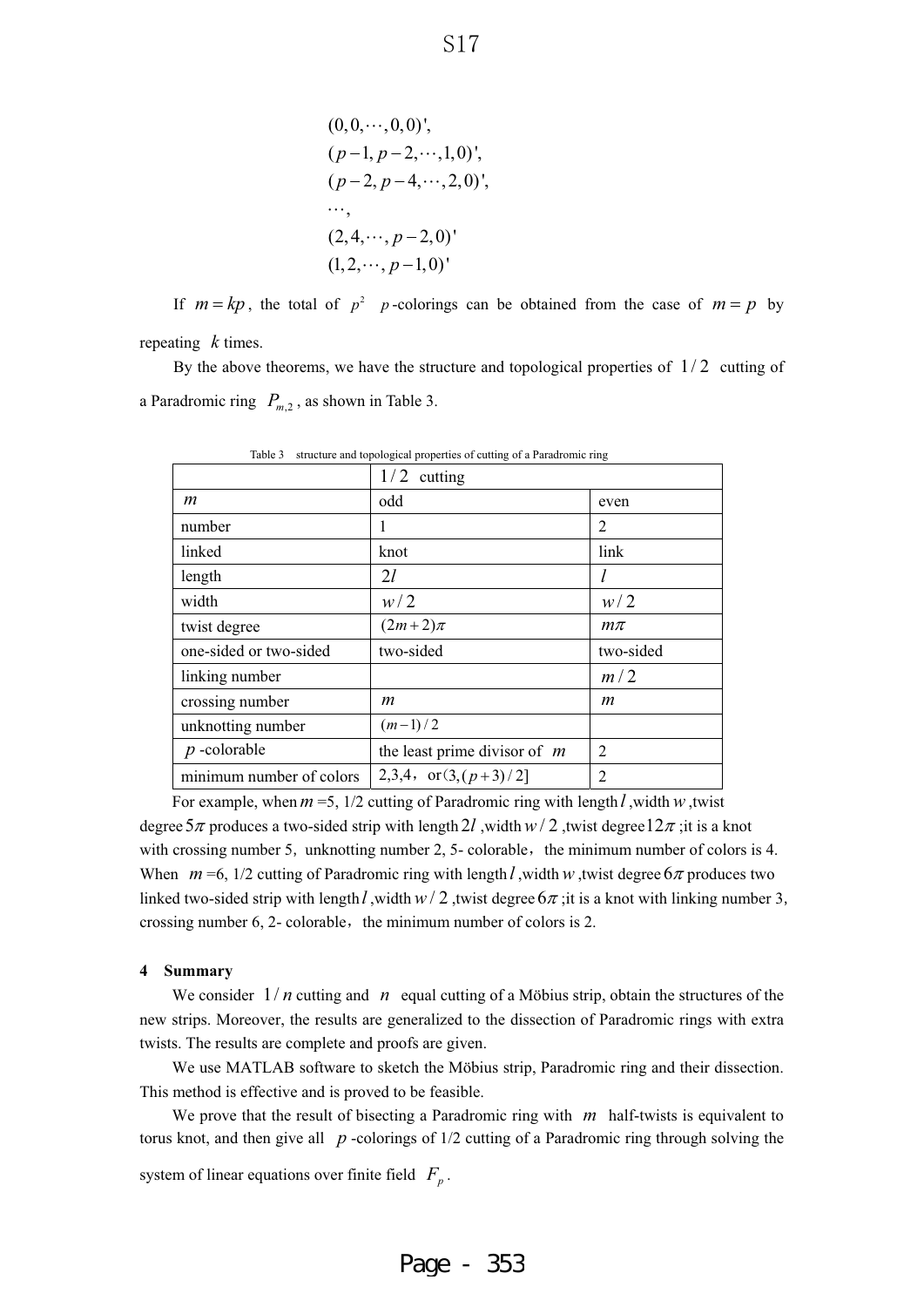$$
\begin{aligned}
&(0,0,\cdots,0,0)',\\
&(p-1,p-2,\cdots,1,0)',\\
&(p-2,p-4,\cdots,2,0)',\\
&\cdots,\\
&(2,4,\cdots,p-2,0)'\\
&(1,2,\cdots,p-1,0)'
\end{aligned}
$$

If $m = kp$, the total of $p^2$ $p$-colorings can be obtained from the case of $m = p$ by repeating $k$ times.

By the above theorems, we have the structure and topological properties of $1/2$ cutting of a Paradromic ring $P_{m,2}$, as shown in Table 3.

Table 3 structure and topological properties of cutting of a Paradromic ring

| | $1/2$ cutting | |
|---|---|---|
| $m$ | odd | even |
| number | 1 | 2 |
| linked | knot | link |
| length | $2l$ | $l$ |
| width | $w/2$ | $w/2$ |
| twist degree | $(2m+2)\pi$ | $m\pi$ |
| one-sided or two-sided | two-sided | two-sided |
| linking number | | $m/2$ |
| crossing number | $m$ | $m$ |
| unknotting number | $(m-1)/2$ | |
| $p$-colorable | the least prime divisor of $m$ | 2 |
| minimum number of colors | 2,3,4，or$(3,(p+3)/2]$ | 2 |

For example, when $m$ =5, 1/2 cutting of Paradromic ring with length $l$, width $w$, twist degree $5\pi$ produces a two-sided strip with length $2l$, width $w/2$, twist degree $12\pi$; it is a knot with crossing number 5，unknotting number 2, 5- colorable，the minimum number of colors is 4. When $m$ =6, 1/2 cutting of Paradromic ring with length $l$, width $w$, twist degree $6\pi$ produces two linked two-sided strip with length $l$, width $w/2$, twist degree $6\pi$; it is a knot with linking number 3, crossing number 6, 2- colorable，the minimum number of colors is 2.

## 4 Summary

We consider $1/n$ cutting and $n$ equal cutting of a Möbius strip, obtain the structures of the new strips. Moreover, the results are generalized to the dissection of Paradromic rings with extra twists. The results are complete and proofs are given.

We use MATLAB software to sketch the Möbius strip, Paradromic ring and their dissection. This method is effective and is proved to be feasible.

We prove that the result of bisecting a Paradromic ring with $m$ half-twists is equivalent to torus knot, and then give all $p$-colorings of 1/2 cutting of a Paradromic ring through solving the system of linear equations over finite field $F_p$.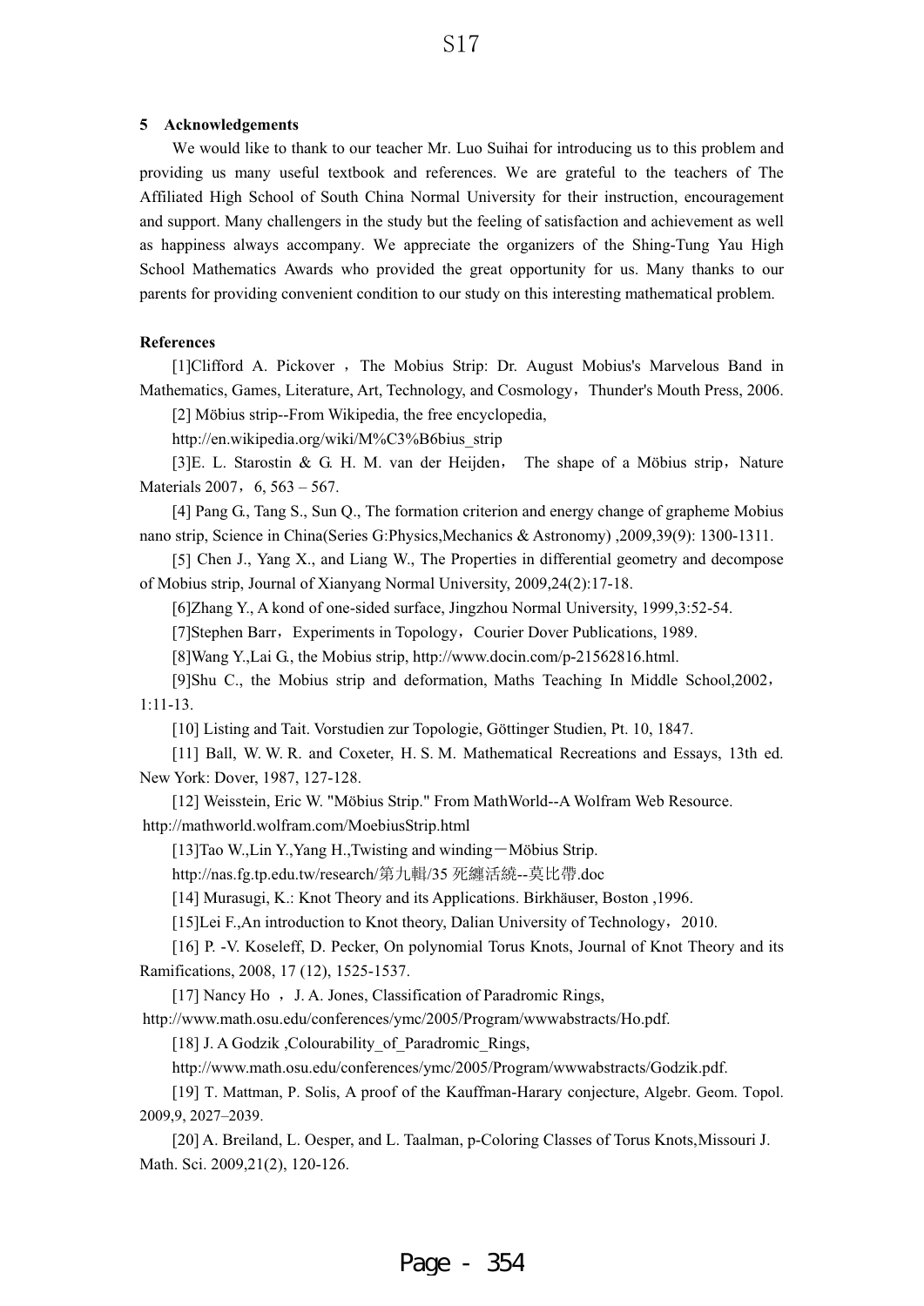## 5 Acknowledgements

We would like to thank to our teacher Mr. Luo Suihai for introducing us to this problem and providing us many useful textbook and references. We are grateful to the teachers of The Affiliated High School of South China Normal University for their instruction, encouragement and support. Many challengers in the study but the feeling of satisfaction and achievement as well as happiness always accompany. We appreciate the organizers of the Shing-Tung Yau High School Mathematics Awards who provided the great opportunity for us. Many thanks to our parents for providing convenient condition to our study on this interesting mathematical problem.

**References**

[1]Clifford A. Pickover , The Mobius Strip: Dr. August Mobius's Marvelous Band in Mathematics, Games, Literature, Art, Technology, and Cosmology，Thunder's Mouth Press, 2006.

[2] Möbius strip--From Wikipedia, the free encyclopedia,

http://en.wikipedia.org/wiki/M%C3%B6bius_strip

[3]E. L. Starostin & G. H. M. van der Heijden， The shape of a Möbius strip，Nature Materials 2007，6, 563 – 567.

[4] Pang G., Tang S., Sun Q., The formation criterion and energy change of grapheme Mobius nano strip, Science in China(Series G:Physics,Mechanics & Astronomy) ,2009,39(9): 1300-1311.

[5] Chen J., Yang X., and Liang W., The Properties in differential geometry and decompose of Mobius strip, Journal of Xianyang Normal University, 2009,24(2):17-18.

[6]Zhang Y., A kond of one-sided surface, Jingzhou Normal University, 1999,3:52-54.

[7]Stephen Barr，Experiments in Topology，Courier Dover Publications, 1989.

[8]Wang Y.,Lai G., the Mobius strip, http://www.docin.com/p-21562816.html.

[9]Shu C., the Mobius strip and deformation, Maths Teaching In Middle School,2002，1:11-13.

[10] Listing and Tait. Vorstudien zur Topologie, Göttinger Studien, Pt. 10, 1847.

[11] Ball, W. W. R. and Coxeter, H. S. M. Mathematical Recreations and Essays, 13th ed. New York: Dover, 1987, 127-128.

[12] Weisstein, Eric W. "Möbius Strip." From MathWorld--A Wolfram Web Resource.

http://mathworld.wolfram.com/MoebiusStrip.html

[13]Tao W.,Lin Y.,Yang H.,Twisting and winding－Möbius Strip.

http://nas.fg.tp.edu.tw/research/第九輯/35 死纏活繞--莫比帶.doc

[14] Murasugi, K.: Knot Theory and its Applications. Birkhäuser, Boston ,1996.

[15]Lei F.,An introduction to Knot theory, Dalian University of Technology，2010.

[16] P. -V. Koseleff, D. Pecker, On polynomial Torus Knots, Journal of Knot Theory and its Ramifications, 2008, 17 (12), 1525-1537.

[17] Nancy Ho ，J. A. Jones, Classification of Paradromic Rings,

http://www.math.osu.edu/conferences/ymc/2005/Program/wwwabstracts/Ho.pdf.

[18] J. A Godzik ,Colourability_of_Paradromic_Rings,

http://www.math.osu.edu/conferences/ymc/2005/Program/wwwabstracts/Godzik.pdf.

[19] T. Mattman, P. Solis, A proof of the Kauffman-Harary conjecture, Algebr. Geom. Topol. 2009,9, 2027–2039.

[20] A. Breiland, L. Oesper, and L. Taalman, p-Coloring Classes of Torus Knots,Missouri J. Math. Sci. 2009,21(2), 120-126.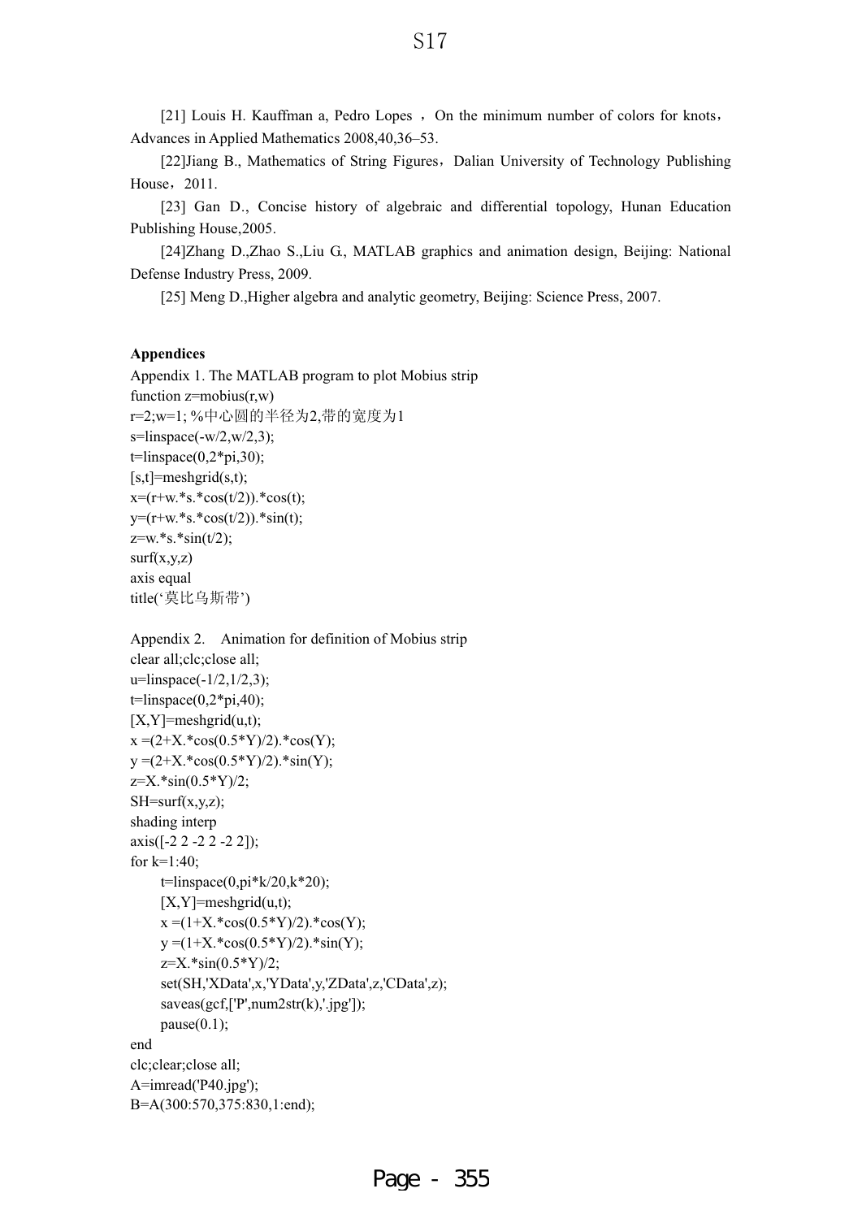[21] Louis H. Kauffman a, Pedro Lopes ，On the minimum number of colors for knots，Advances in Applied Mathematics 2008,40,36–53.

[22]Jiang B., Mathematics of String Figures，Dalian University of Technology Publishing House，2011.

[23] Gan D., Concise history of algebraic and differential topology, Hunan Education Publishing House,2005.

[24]Zhang D.,Zhao S.,Liu G., MATLAB graphics and animation design, Beijing: National Defense Industry Press, 2009.

[25] Meng D.,Higher algebra and analytic geometry, Beijing: Science Press, 2007.

**Appendices**

Appendix 1. The MATLAB program to plot Mobius strip

```
function z=mobius(r,w)
r=2;w=1; %中心圆的半径为2,带的宽度为1
s=linspace(-w/2,w/2,3);
t=linspace(0,2*pi,30);
[s,t]=meshgrid(s,t);
x=(r+w.*s.*cos(t/2)).*cos(t);
y=(r+w.*s.*cos(t/2)).*sin(t);
z=w.*s.*sin(t/2);
surf(x,y,z)
axis equal
title('莫比乌斯带')
```

Appendix 2.　Animation for definition of Mobius strip

```
clear all;clc;close all;
u=linspace(-1/2,1/2,3);
t=linspace(0,2*pi,40);
[X,Y]=meshgrid(u,t);
x =(2+X.*cos(0.5*Y)/2).*cos(Y);
y =(2+X.*cos(0.5*Y)/2).*sin(Y);
z=X.*sin(0.5*Y)/2;
SH=surf(x,y,z);
shading interp
axis([-2 2 -2 2 -2 2]);
for k=1:40;
    t=linspace(0,pi*k/20,k*20);
    [X,Y]=meshgrid(u,t);
    x =(1+X.*cos(0.5*Y)/2).*cos(Y);
    y =(1+X.*cos(0.5*Y)/2).*sin(Y);
    z=X.*sin(0.5*Y)/2;
    set(SH,'XData',x,'YData',y,'ZData',z,'CData',z);
    saveas(gcf,['P',num2str(k),'.jpg']);
    pause(0.1);
end
clc;clear;close all;
A=imread('P40.jpg');
B=A(300:570,375:830,1:end);
```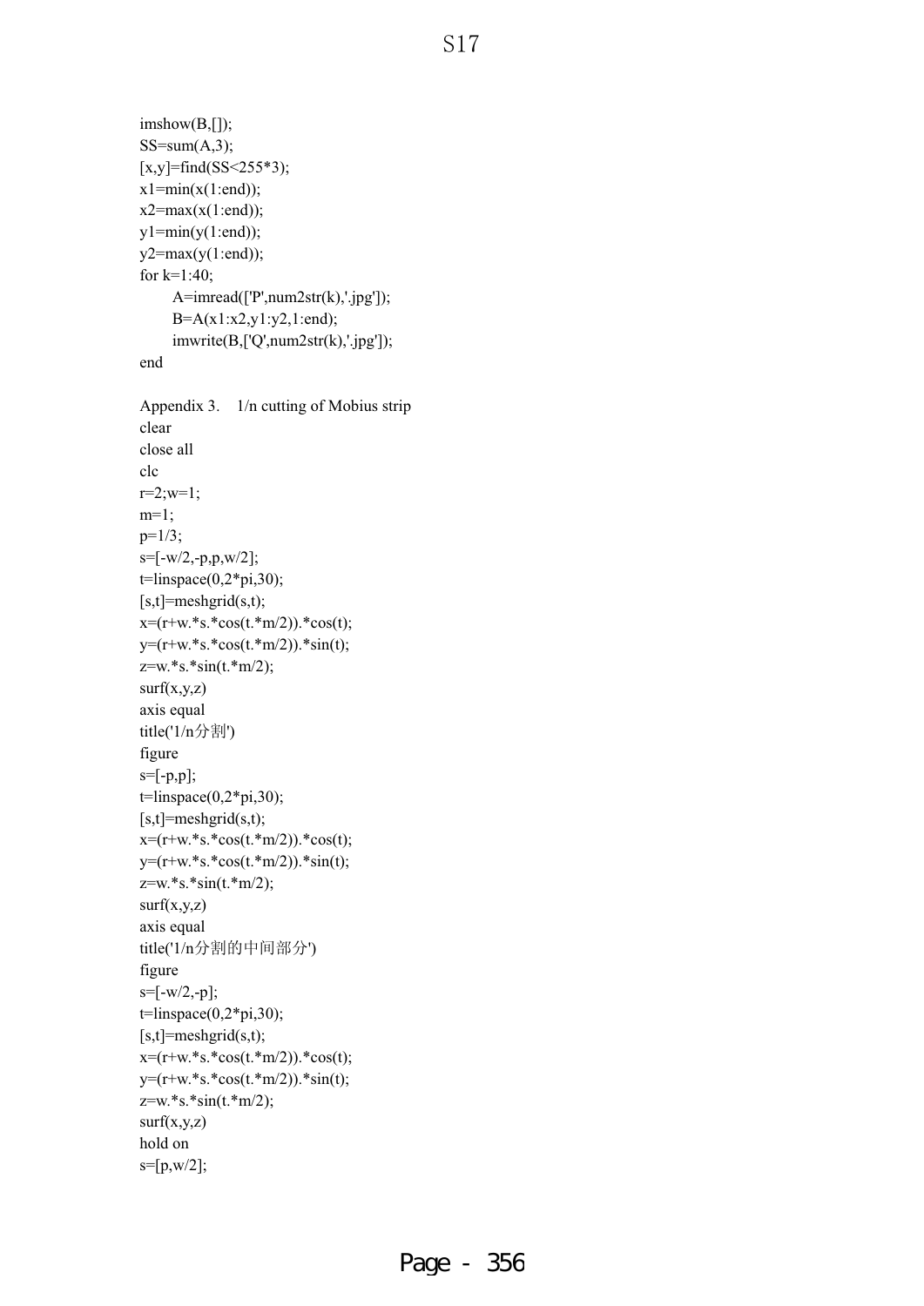```
imshow(B,[]);
SS=sum(A,3);
[x,y]=find(SS<255*3);
x1=min(x(1:end));
x2=max(x(1:end));
y1=min(y(1:end));
y2=max(y(1:end));
for k=1:40;
    A=imread(['P',num2str(k),'.jpg']);
    B=A(x1:x2,y1:y2,1:end);
    imwrite(B,['Q',num2str(k),'.jpg']);
end
```

Appendix 3.　1/n cutting of Mobius strip

```
clear
close all
clc
r=2;w=1;
m=1;
p=1/3;
s=[-w/2,-p,p,w/2];
t=linspace(0,2*pi,30);
[s,t]=meshgrid(s,t);
x=(r+w.*s.*cos(t.*m/2)).*cos(t);
y=(r+w.*s.*cos(t.*m/2)).*sin(t);
z=w.*s.*sin(t.*m/2);
surf(x,y,z)
axis equal
title('1/n分割')
figure
s=[-p,p];
t=linspace(0,2*pi,30);
[s,t]=meshgrid(s,t);
x=(r+w.*s.*cos(t.*m/2)).*cos(t);
y=(r+w.*s.*cos(t.*m/2)).*sin(t);
z=w.*s.*sin(t.*m/2);
surf(x,y,z)
axis equal
title('1/n分割的中间部分')
figure
s=[-w/2,-p];
t=linspace(0,2*pi,30);
[s,t]=meshgrid(s,t);
x=(r+w.*s.*cos(t.*m/2)).*cos(t);
y=(r+w.*s.*cos(t.*m/2)).*sin(t);
z=w.*s.*sin(t.*m/2);
surf(x,y,z)
hold on
s=[p,w/2];
```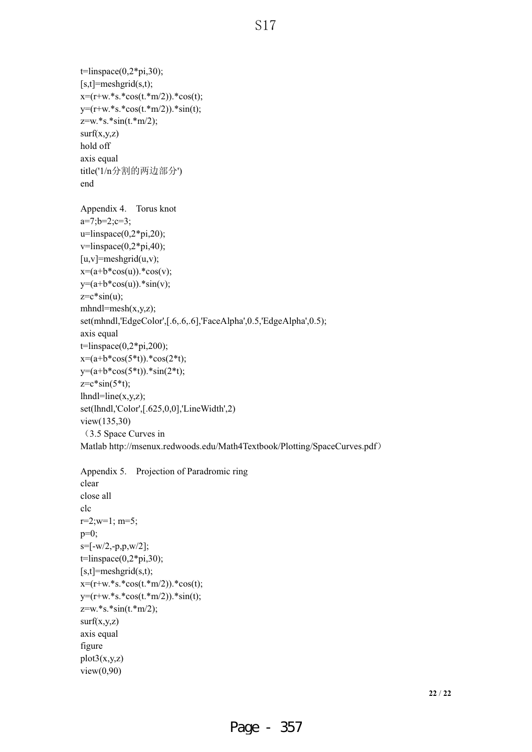```
t=linspace(0,2*pi,30);
[s,t]=meshgrid(s,t);
x=(r+w.*s.*cos(t.*m/2)).*cos(t);
y=(r+w.*s.*cos(t.*m/2)).*sin(t);
z=w.*s.*sin(t.*m/2);
surf(x,y,z)
hold off
axis equal
title('1/n分割的两边部分')
end
```

Appendix 4. Torus knot

```
a=7;b=2;c=3;
u=linspace(0,2*pi,20);
v=linspace(0,2*pi,40);
[u,v]=meshgrid(u,v);
x=(a+b*cos(u)).*cos(v);
y=(a+b*cos(u)).*sin(v);
z=c*sin(u);
mhndl=mesh(x,y,z);
set(mhndl,'EdgeColor',[.6,.6,.6],'FaceAlpha',0.5,'EdgeAlpha',0.5);
axis equal
t=linspace(0,2*pi,200);
x=(a+b*cos(5*t)).*cos(2*t);
y=(a+b*cos(5*t)).*sin(2*t);
z=c*sin(5*t);
lhndl=line(x,y,z);
set(lhndl,'Color',[.625,0,0],'LineWidth',2)
view(135,30)
```

（3.5 Space Curves in Matlab http://msenux.redwoods.edu/Math4Textbook/Plotting/SpaceCurves.pdf）

Appendix 5. Projection of Paradromic ring

```
clear
close all
clc
r=2;w=1; m=5;
p=0;
s=[-w/2,-p,p,w/2];
t=linspace(0,2*pi,30);
[s,t]=meshgrid(s,t);
x=(r+w.*s.*cos(t.*m/2)).*cos(t);
y=(r+w.*s.*cos(t.*m/2)).*sin(t);
z=w.*s.*sin(t.*m/2);
surf(x,y,z)
axis equal
figure
plot3(x,y,z)
view(0,90)
```